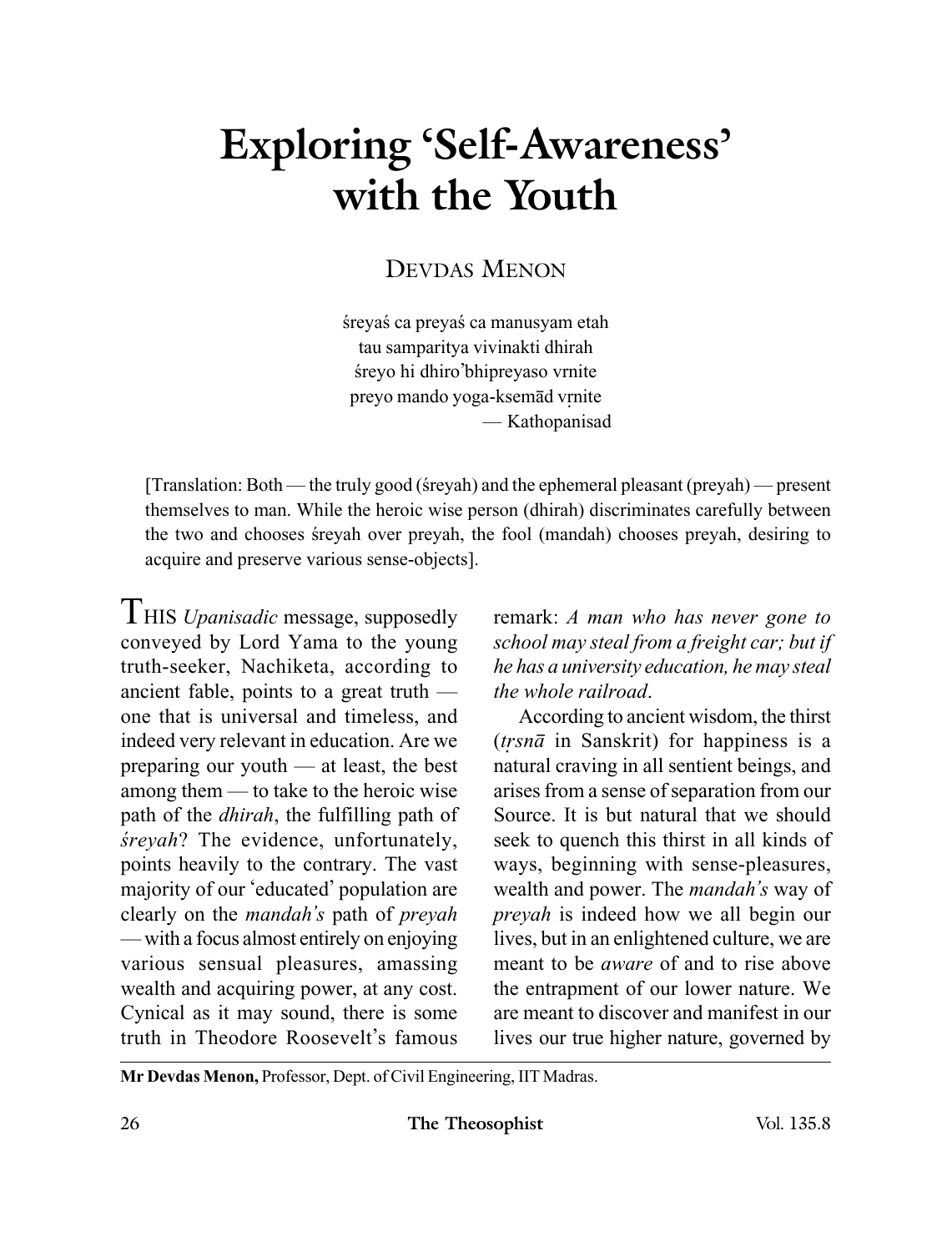# Exploring 'Self-Awareness' with the Youth

DEVDAS MENON

śreyaś ca preyaś ca manusyam etah
tau samparitya vivinakti dhirah
śreyo hi dhiro'bhipreyaso vrnite
preyo mando yoga-ksemād vṛnite
— Kathopanisad

[Translation: Both — the truly good (śreyah) and the ephemeral pleasant (preyah) — present themselves to man. While the heroic wise person (dhirah) discriminates carefully between the two and chooses śreyah over preyah, the fool (mandah) chooses preyah, desiring to acquire and preserve various sense-objects].

THIS *Upanisadic* message, supposedly conveyed by Lord Yama to the young truth-seeker, Nachiketa, according to ancient fable, points to a great truth — one that is universal and timeless, and indeed very relevant in education. Are we preparing our youth — at least, the best among them — to take to the heroic wise path of the *dhirah*, the fulfilling path of *śreyah*? The evidence, unfortunately, points heavily to the contrary. The vast majority of our 'educated' population are clearly on the *mandah's* path of *preyah* — with a focus almost entirely on enjoying various sensual pleasures, amassing wealth and acquiring power, at any cost. Cynical as it may sound, there is some truth in Theodore Roosevelt's famous remark: *A man who has never gone to school may steal from a freight car; but if he has a university education, he may steal the whole railroad*.

According to ancient wisdom, the thirst (*tṛsnā* in Sanskrit) for happiness is a natural craving in all sentient beings, and arises from a sense of separation from our Source. It is but natural that we should seek to quench this thirst in all kinds of ways, beginning with sense-pleasures, wealth and power. The *mandah's* way of *preyah* is indeed how we all begin our lives, but in an enlightened culture, we are meant to be *aware* of and to rise above the entrapment of our lower nature. We are meant to discover and manifest in our lives our true higher nature, governed by

**Mr Devdas Menon,** Professor, Dept. of Civil Engineering, IIT Madras.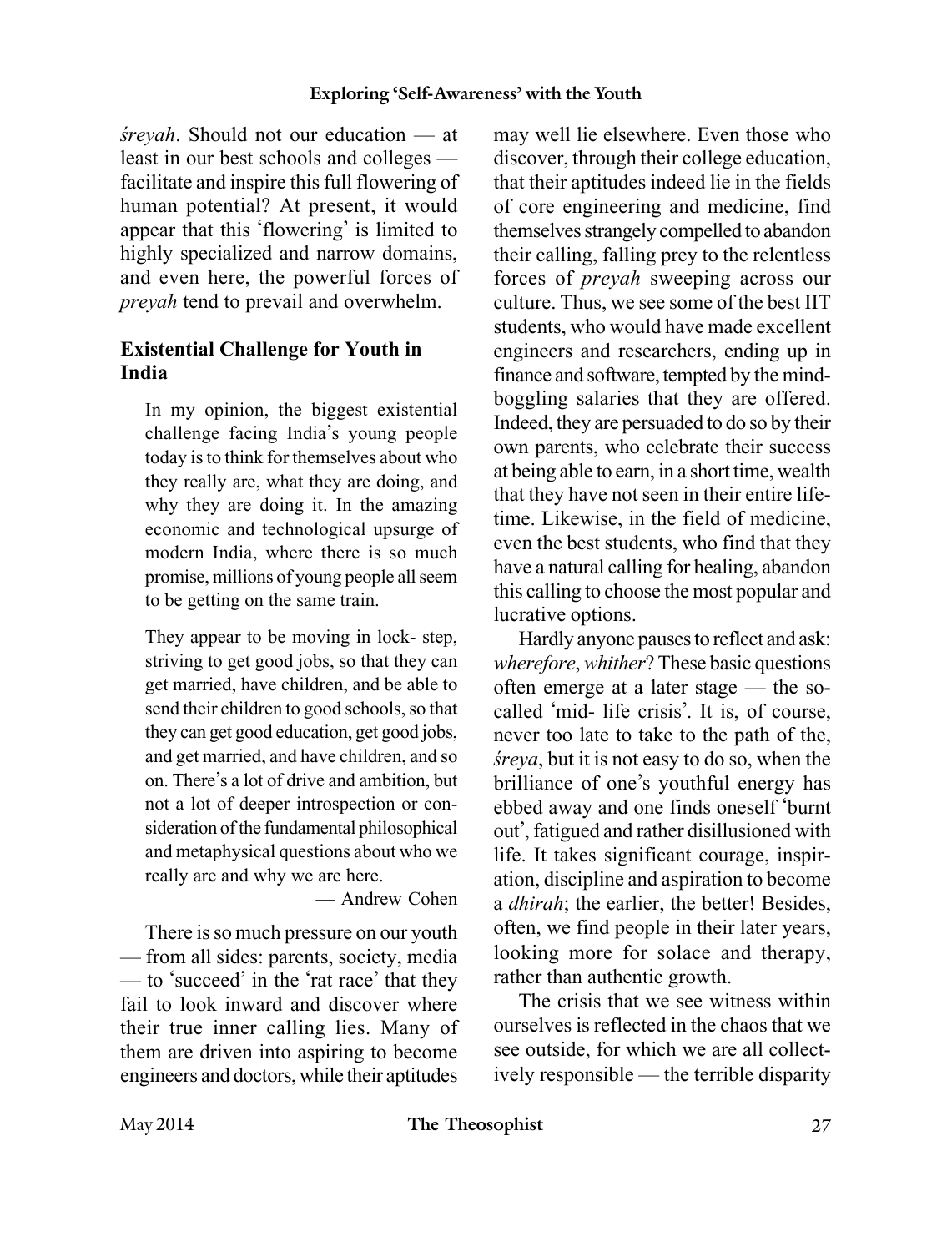*śreyah*. Should not our education — at least in our best schools and colleges — facilitate and inspire this full flowering of human potential? At present, it would appear that this 'flowering' is limited to highly specialized and narrow domains, and even here, the powerful forces of *preyah* tend to prevail and overwhelm.

### Existential Challenge for Youth in India

> In my opinion, the biggest existential challenge facing India's young people today is to think for themselves about who they really are, what they are doing, and why they are doing it. In the amazing economic and technological upsurge of modern India, where there is so much promise, millions of young people all seem to be getting on the same train.
>
> They appear to be moving in lock- step, striving to get good jobs, so that they can get married, have children, and be able to send their children to good schools, so that they can get good education, get good jobs, and get married, and have children, and so on. There's a lot of drive and ambition, but not a lot of deeper introspection or consideration of the fundamental philosophical and metaphysical questions about who we really are and why we are here.
>
> — Andrew Cohen

There is so much pressure on our youth — from all sides: parents, society, media — to 'succeed' in the 'rat race' that they fail to look inward and discover where their true inner calling lies. Many of them are driven into aspiring to become engineers and doctors, while their aptitudes may well lie elsewhere. Even those who discover, through their college education, that their aptitudes indeed lie in the fields of core engineering and medicine, find themselves strangely compelled to abandon their calling, falling prey to the relentless forces of *preyah* sweeping across our culture. Thus, we see some of the best IIT students, who would have made excellent engineers and researchers, ending up in finance and software, tempted by the mind-boggling salaries that they are offered. Indeed, they are persuaded to do so by their own parents, who celebrate their success at being able to earn, in a short time, wealth that they have not seen in their entire life-time. Likewise, in the field of medicine, even the best students, who find that they have a natural calling for healing, abandon this calling to choose the most popular and lucrative options.

Hardly anyone pauses to reflect and ask: *wherefore*, *whither*? These basic questions often emerge at a later stage — the so-called 'mid- life crisis'. It is, of course, never too late to take to the path of the, *śreya*, but it is not easy to do so, when the brilliance of one's youthful energy has ebbed away and one finds oneself 'burnt out', fatigued and rather disillusioned with life. It takes significant courage, inspiration, discipline and aspiration to become a *dhirah*; the earlier, the better! Besides, often, we find people in their later years, looking more for solace and therapy, rather than authentic growth.

The crisis that we see witness within ourselves is reflected in the chaos that we see outside, for which we are all collectively responsible — the terrible disparity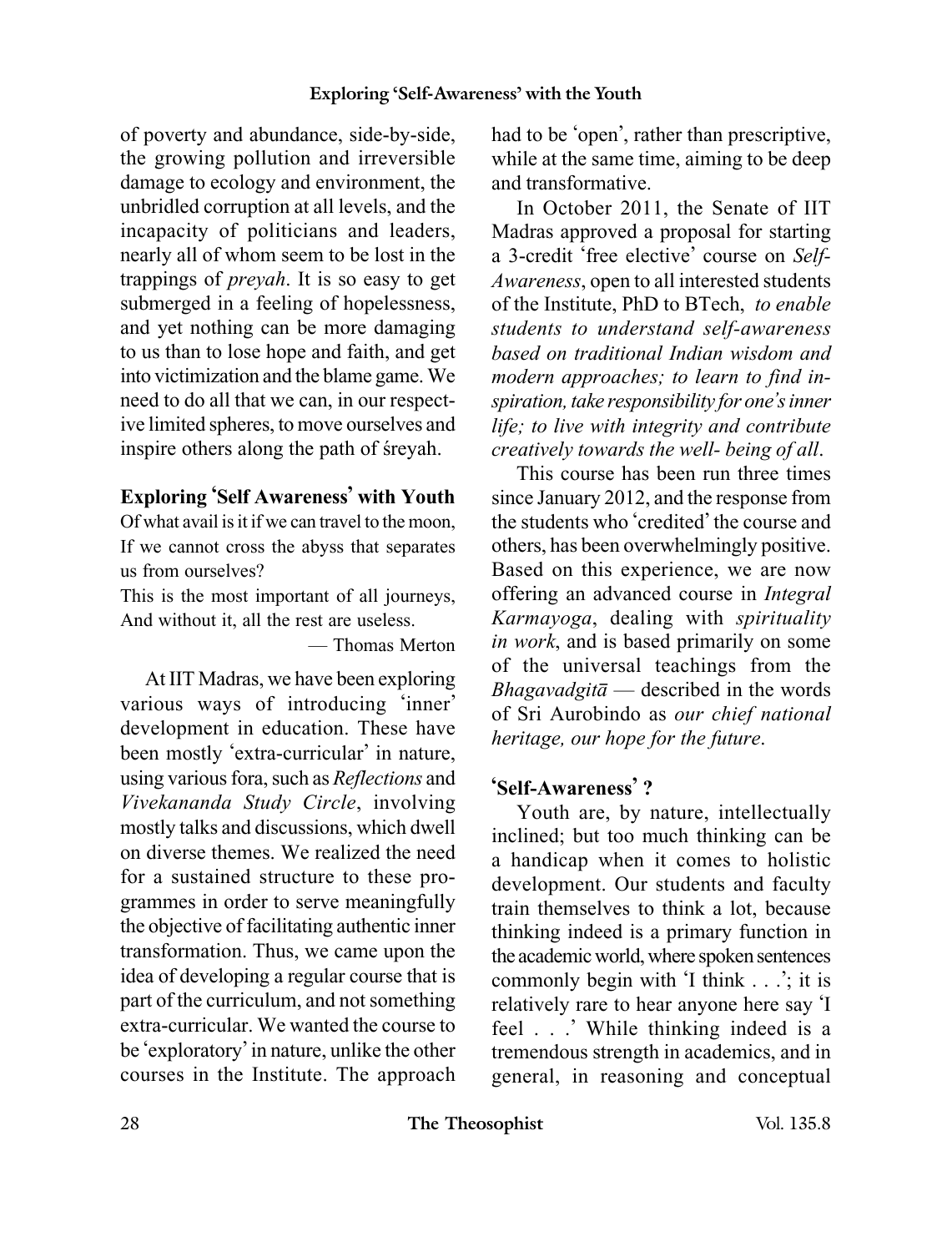of poverty and abundance, side-by-side, the growing pollution and irreversible damage to ecology and environment, the unbridled corruption at all levels, and the incapacity of politicians and leaders, nearly all of whom seem to be lost in the trappings of *preyah*. It is so easy to get submerged in a feeling of hopelessness, and yet nothing can be more damaging to us than to lose hope and faith, and get into victimization and the blame game. We need to do all that we can, in our respective limited spheres, to move ourselves and inspire others along the path of śreyah.

## Exploring 'Self Awareness' with Youth

Of what avail is it if we can travel to the moon,
If we cannot cross the abyss that separates us from ourselves?
This is the most important of all journeys,
And without it, all the rest are useless.

— Thomas Merton

At IIT Madras, we have been exploring various ways of introducing 'inner' development in education. These have been mostly 'extra-curricular' in nature, using various fora, such as *Reflections* and *Vivekananda Study Circle*, involving mostly talks and discussions, which dwell on diverse themes. We realized the need for a sustained structure to these programmes in order to serve meaningfully the objective of facilitating authentic inner transformation. Thus, we came upon the idea of developing a regular course that is part of the curriculum, and not something extra-curricular. We wanted the course to be 'exploratory' in nature, unlike the other courses in the Institute. The approach had to be 'open', rather than prescriptive, while at the same time, aiming to be deep and transformative.

In October 2011, the Senate of IIT Madras approved a proposal for starting a 3-credit 'free elective' course on *Self-Awareness*, open to all interested students of the Institute, PhD to BTech, *to enable students to understand self-awareness based on traditional Indian wisdom and modern approaches; to learn to find inspiration, take responsibility for one's inner life; to live with integrity and contribute creatively towards the well- being of all*.

This course has been run three times since January 2012, and the response from the students who 'credited' the course and others, has been overwhelmingly positive. Based on this experience, we are now offering an advanced course in *Integral Karmayoga*, dealing with *spirituality in work*, and is based primarily on some of the universal teachings from the *Bhagavadgitā* — described in the words of Sri Aurobindo as *our chief national heritage, our hope for the future*.

## 'Self-Awareness' ?

Youth are, by nature, intellectually inclined; but too much thinking can be a handicap when it comes to holistic development. Our students and faculty train themselves to think a lot, because thinking indeed is a primary function in the academic world, where spoken sentences commonly begin with 'I think . . .'; it is relatively rare to hear anyone here say 'I feel . . .' While thinking indeed is a tremendous strength in academics, and in general, in reasoning and conceptual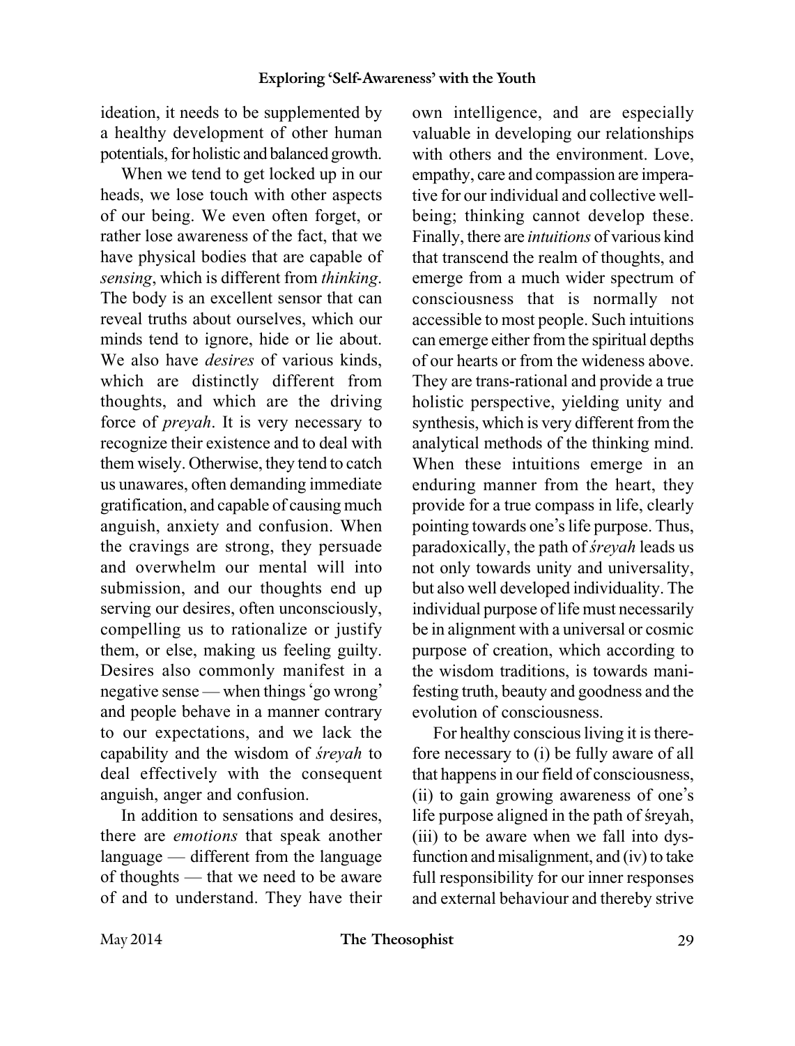ideation, it needs to be supplemented by a healthy development of other human potentials, for holistic and balanced growth.

When we tend to get locked up in our heads, we lose touch with other aspects of our being. We even often forget, or rather lose awareness of the fact, that we have physical bodies that are capable of *sensing*, which is different from *thinking*. The body is an excellent sensor that can reveal truths about ourselves, which our minds tend to ignore, hide or lie about. We also have *desires* of various kinds, which are distinctly different from thoughts, and which are the driving force of *preyah*. It is very necessary to recognize their existence and to deal with them wisely. Otherwise, they tend to catch us unawares, often demanding immediate gratification, and capable of causing much anguish, anxiety and confusion. When the cravings are strong, they persuade and overwhelm our mental will into submission, and our thoughts end up serving our desires, often unconsciously, compelling us to rationalize or justify them, or else, making us feeling guilty. Desires also commonly manifest in a negative sense — when things 'go wrong' and people behave in a manner contrary to our expectations, and we lack the capability and the wisdom of *śreyah* to deal effectively with the consequent anguish, anger and confusion.

In addition to sensations and desires, there are *emotions* that speak another language — different from the language of thoughts — that we need to be aware of and to understand. They have their own intelligence, and are especially valuable in developing our relationships with others and the environment. Love, empathy, care and compassion are imperative for our individual and collective well-being; thinking cannot develop these. Finally, there are *intuitions* of various kind that transcend the realm of thoughts, and emerge from a much wider spectrum of consciousness that is normally not accessible to most people. Such intuitions can emerge either from the spiritual depths of our hearts or from the wideness above. They are trans-rational and provide a true holistic perspective, yielding unity and synthesis, which is very different from the analytical methods of the thinking mind. When these intuitions emerge in an enduring manner from the heart, they provide for a true compass in life, clearly pointing towards one's life purpose. Thus, paradoxically, the path of *śreyah* leads us not only towards unity and universality, but also well developed individuality. The individual purpose of life must necessarily be in alignment with a universal or cosmic purpose of creation, which according to the wisdom traditions, is towards manifesting truth, beauty and goodness and the evolution of consciousness.

For healthy conscious living it is therefore necessary to (i) be fully aware of all that happens in our field of consciousness, (ii) to gain growing awareness of one's life purpose aligned in the path of śreyah, (iii) to be aware when we fall into dysfunction and misalignment, and (iv) to take full responsibility for our inner responses and external behaviour and thereby strive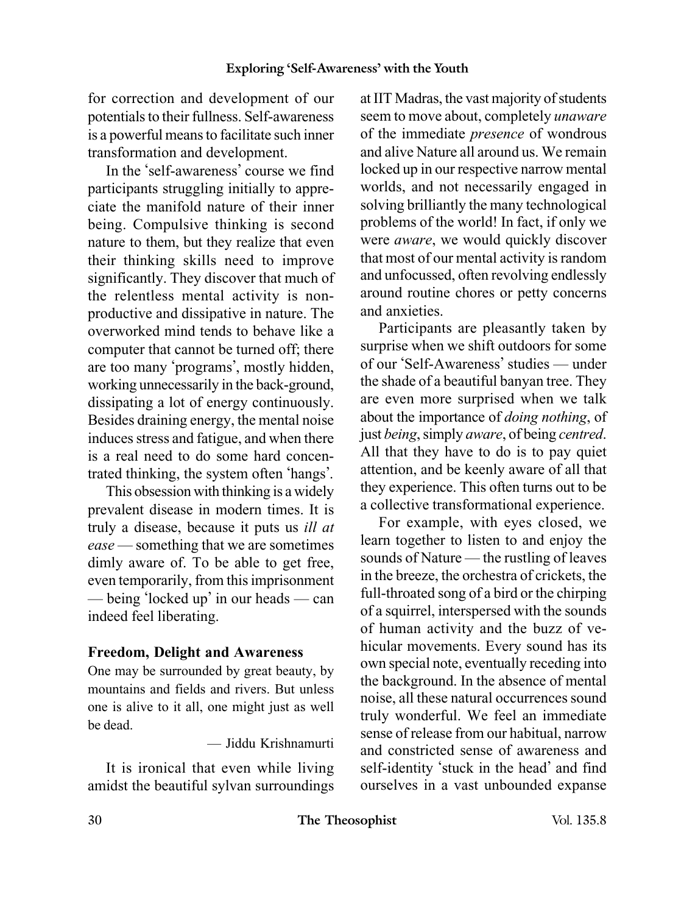for correction and development of our potentials to their fullness. Self-awareness is a powerful means to facilitate such inner transformation and development.

In the 'self-awareness' course we find participants struggling initially to appreciate the manifold nature of their inner being. Compulsive thinking is second nature to them, but they realize that even their thinking skills need to improve significantly. They discover that much of the relentless mental activity is non-productive and dissipative in nature. The overworked mind tends to behave like a computer that cannot be turned off; there are too many 'programs', mostly hidden, working unnecessarily in the back-ground, dissipating a lot of energy continuously. Besides draining energy, the mental noise induces stress and fatigue, and when there is a real need to do some hard concentrated thinking, the system often 'hangs'.

This obsession with thinking is a widely prevalent disease in modern times. It is truly a disease, because it puts us *ill at ease* — something that we are sometimes dimly aware of. To be able to get free, even temporarily, from this imprisonment — being 'locked up' in our heads — can indeed feel liberating.

### Freedom, Delight and Awareness

One may be surrounded by great beauty, by mountains and fields and rivers. But unless one is alive to it all, one might just as well be dead.

— Jiddu Krishnamurti

It is ironical that even while living amidst the beautiful sylvan surroundings at IIT Madras, the vast majority of students seem to move about, completely *unaware* of the immediate *presence* of wondrous and alive Nature all around us. We remain locked up in our respective narrow mental worlds, and not necessarily engaged in solving brilliantly the many technological problems of the world! In fact, if only we were *aware*, we would quickly discover that most of our mental activity is random and unfocussed, often revolving endlessly around routine chores or petty concerns and anxieties.

Participants are pleasantly taken by surprise when we shift outdoors for some of our 'Self-Awareness' studies — under the shade of a beautiful banyan tree. They are even more surprised when we talk about the importance of *doing nothing*, of just *being*, simply *aware*, of being *centred*. All that they have to do is to pay quiet attention, and be keenly aware of all that they experience. This often turns out to be a collective transformational experience.

For example, with eyes closed, we learn together to listen to and enjoy the sounds of Nature — the rustling of leaves in the breeze, the orchestra of crickets, the full-throated song of a bird or the chirping of a squirrel, interspersed with the sounds of human activity and the buzz of vehicular movements. Every sound has its own special note, eventually receding into the background. In the absence of mental noise, all these natural occurrences sound truly wonderful. We feel an immediate sense of release from our habitual, narrow and constricted sense of awareness and self-identity 'stuck in the head' and find ourselves in a vast unbounded expanse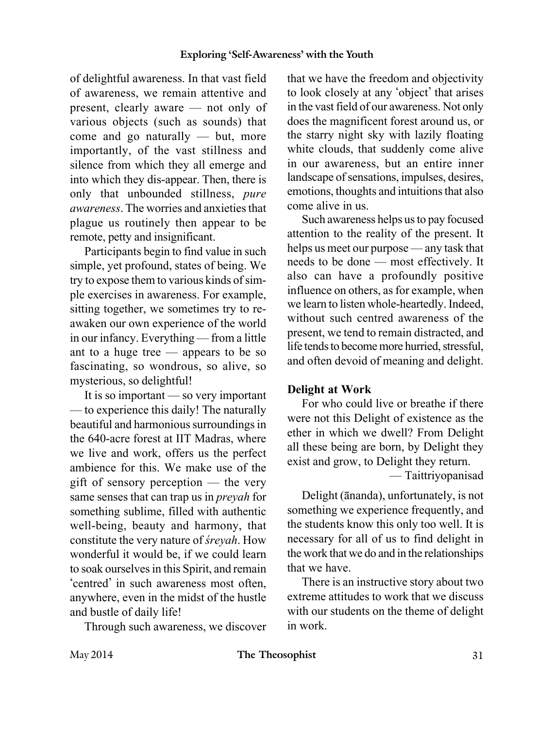of delightful awareness. In that vast field of awareness, we remain attentive and present, clearly aware — not only of various objects (such as sounds) that come and go naturally — but, more importantly, of the vast stillness and silence from which they all emerge and into which they dis-appear. Then, there is only that unbounded stillness, *pure awareness*. The worries and anxieties that plague us routinely then appear to be remote, petty and insignificant.

Participants begin to find value in such simple, yet profound, states of being. We try to expose them to various kinds of simple exercises in awareness. For example, sitting together, we sometimes try to re-awaken our own experience of the world in our infancy. Everything — from a little ant to a huge tree — appears to be so fascinating, so wondrous, so alive, so mysterious, so delightful!

It is so important — so very important — to experience this daily! The naturally beautiful and harmonious surroundings in the 640-acre forest at IIT Madras, where we live and work, offers us the perfect ambience for this. We make use of the gift of sensory perception — the very same senses that can trap us in *preyah* for something sublime, filled with authentic well-being, beauty and harmony, that constitute the very nature of *śreyah*. How wonderful it would be, if we could learn to soak ourselves in this Spirit, and remain 'centred' in such awareness most often, anywhere, even in the midst of the hustle and bustle of daily life!

Through such awareness, we discover that we have the freedom and objectivity to look closely at any 'object' that arises in the vast field of our awareness. Not only does the magnificent forest around us, or the starry night sky with lazily floating white clouds, that suddenly come alive in our awareness, but an entire inner landscape of sensations, impulses, desires, emotions, thoughts and intuitions that also come alive in us.

Such awareness helps us to pay focused attention to the reality of the present. It helps us meet our purpose — any task that needs to be done — most effectively. It also can have a profoundly positive influence on others, as for example, when we learn to listen whole-heartedly. Indeed, without such centred awareness of the present, we tend to remain distracted, and life tends to become more hurried, stressful, and often devoid of meaning and delight.

**Delight at Work**

For who could live or breathe if there were not this Delight of existence as the ether in which we dwell? From Delight all these being are born, by Delight they exist and grow, to Delight they return.

— Taittriyopanisad

Delight (ānanda), unfortunately, is not something we experience frequently, and the students know this only too well. It is necessary for all of us to find delight in the work that we do and in the relationships that we have.

There is an instructive story about two extreme attitudes to work that we discuss with our students on the theme of delight in work.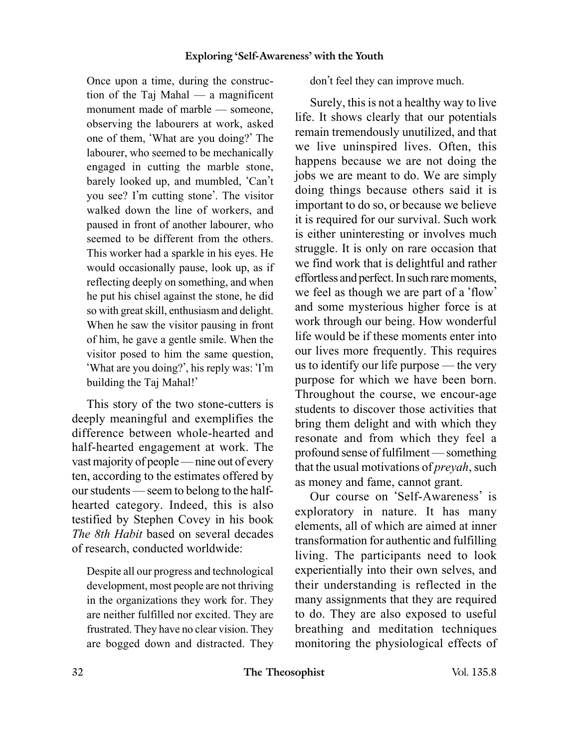Once upon a time, during the construction of the Taj Mahal — a magnificent monument made of marble — someone, observing the labourers at work, asked one of them, 'What are you doing?' The labourer, who seemed to be mechanically engaged in cutting the marble stone, barely looked up, and mumbled, 'Can't you see? I'm cutting stone'. The visitor walked down the line of workers, and paused in front of another labourer, who seemed to be different from the others. This worker had a sparkle in his eyes. He would occasionally pause, look up, as if reflecting deeply on something, and when he put his chisel against the stone, he did so with great skill, enthusiasm and delight. When he saw the visitor pausing in front of him, he gave a gentle smile. When the visitor posed to him the same question, 'What are you doing?', his reply was: 'I'm building the Taj Mahal!'

This story of the two stone-cutters is deeply meaningful and exemplifies the difference between whole-hearted and half-hearted engagement at work. The vast majority of people — nine out of every ten, according to the estimates offered by our students — seem to belong to the half-hearted category. Indeed, this is also testified by Stephen Covey in his book *The 8th Habit* based on several decades of research, conducted worldwide:

> Despite all our progress and technological development, most people are not thriving in the organizations they work for. They are neither fulfilled nor excited. They are frustrated. They have no clear vision. They are bogged down and distracted. They don't feel they can improve much.

Surely, this is not a healthy way to live life. It shows clearly that our potentials remain tremendously unutilized, and that we live uninspired lives. Often, this happens because we are not doing the jobs we are meant to do. We are simply doing things because others said it is important to do so, or because we believe it is required for our survival. Such work is either uninteresting or involves much struggle. It is only on rare occasion that we find work that is delightful and rather effortless and perfect. In such rare moments, we feel as though we are part of a 'flow' and some mysterious higher force is at work through our being. How wonderful life would be if these moments enter into our lives more frequently. This requires us to identify our life purpose — the very purpose for which we have been born. Throughout the course, we encour-age students to discover those activities that bring them delight and with which they resonate and from which they feel a profound sense of fulfilment — something that the usual motivations of *preyah*, such as money and fame, cannot grant.

Our course on 'Self-Awareness' is exploratory in nature. It has many elements, all of which are aimed at inner transformation for authentic and fulfilling living. The participants need to look experientially into their own selves, and their understanding is reflected in the many assignments that they are required to do. They are also exposed to useful breathing and meditation techniques monitoring the physiological effects of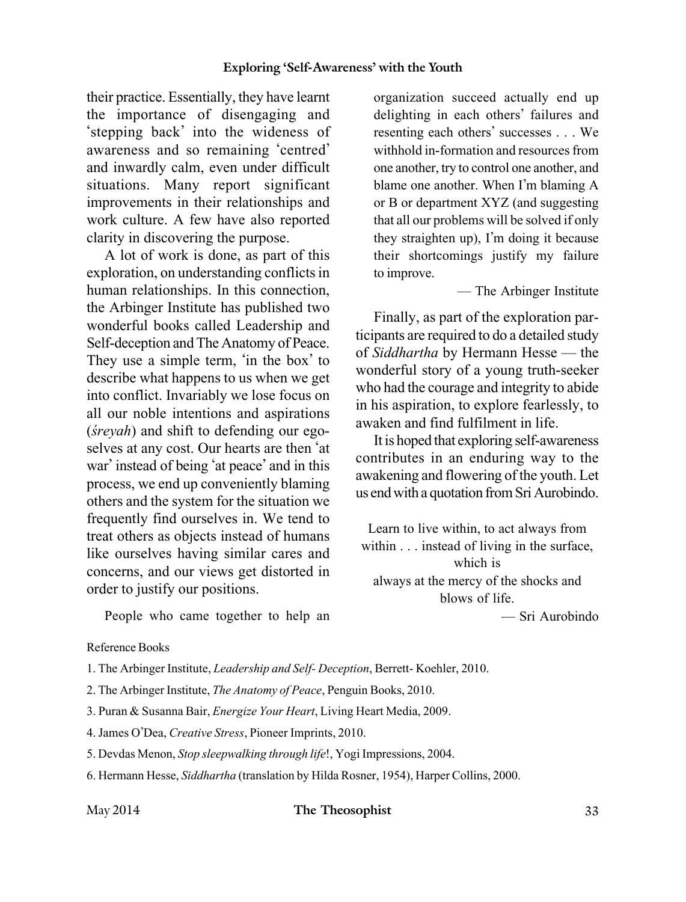their practice. Essentially, they have learnt the importance of disengaging and 'stepping back' into the wideness of awareness and so remaining 'centred' and inwardly calm, even under difficult situations. Many report significant improvements in their relationships and work culture. A few have also reported clarity in discovering the purpose.

A lot of work is done, as part of this exploration, on understanding conflicts in human relationships. In this connection, the Arbinger Institute has published two wonderful books called Leadership and Self-deception and The Anatomy of Peace. They use a simple term, 'in the box' to describe what happens to us when we get into conflict. Invariably we lose focus on all our noble intentions and aspirations (*śreyah*) and shift to defending our ego-selves at any cost. Our hearts are then 'at war' instead of being 'at peace' and in this process, we end up conveniently blaming others and the system for the situation we frequently find ourselves in. We tend to treat others as objects instead of humans like ourselves having similar cares and concerns, and our views get distorted in order to justify our positions.

> People who came together to help an organization succeed actually end up delighting in each others' failures and resenting each others' successes . . . We withhold in-formation and resources from one another, try to control one another, and blame one another. When I'm blaming A or B or department XYZ (and suggesting that all our problems will be solved if only they straighten up), I'm doing it because their shortcomings justify my failure to improve.
>
> — The Arbinger Institute

Finally, as part of the exploration participants are required to do a detailed study of *Siddhartha* by Hermann Hesse — the wonderful story of a young truth-seeker who had the courage and integrity to abide in his aspiration, to explore fearlessly, to awaken and find fulfilment in life.

It is hoped that exploring self-awareness contributes in an enduring way to the awakening and flowering of the youth. Let us end with a quotation from Sri Aurobindo.

> Learn to live within, to act always from within . . . instead of living in the surface, which is always at the mercy of the shocks and blows of life.
>
> — Sri Aurobindo

Reference Books

1. The Arbinger Institute, *Leadership and Self- Deception*, Berrett- Koehler, 2010.
2. The Arbinger Institute, *The Anatomy of Peace*, Penguin Books, 2010.
3. Puran & Susanna Bair, *Energize Your Heart*, Living Heart Media, 2009.
4. James O'Dea, *Creative Stress*, Pioneer Imprints, 2010.
5. Devdas Menon, *Stop sleepwalking through life*!, Yogi Impressions, 2004.
6. Hermann Hesse, *Siddhartha* (translation by Hilda Rosner, 1954), Harper Collins, 2000.